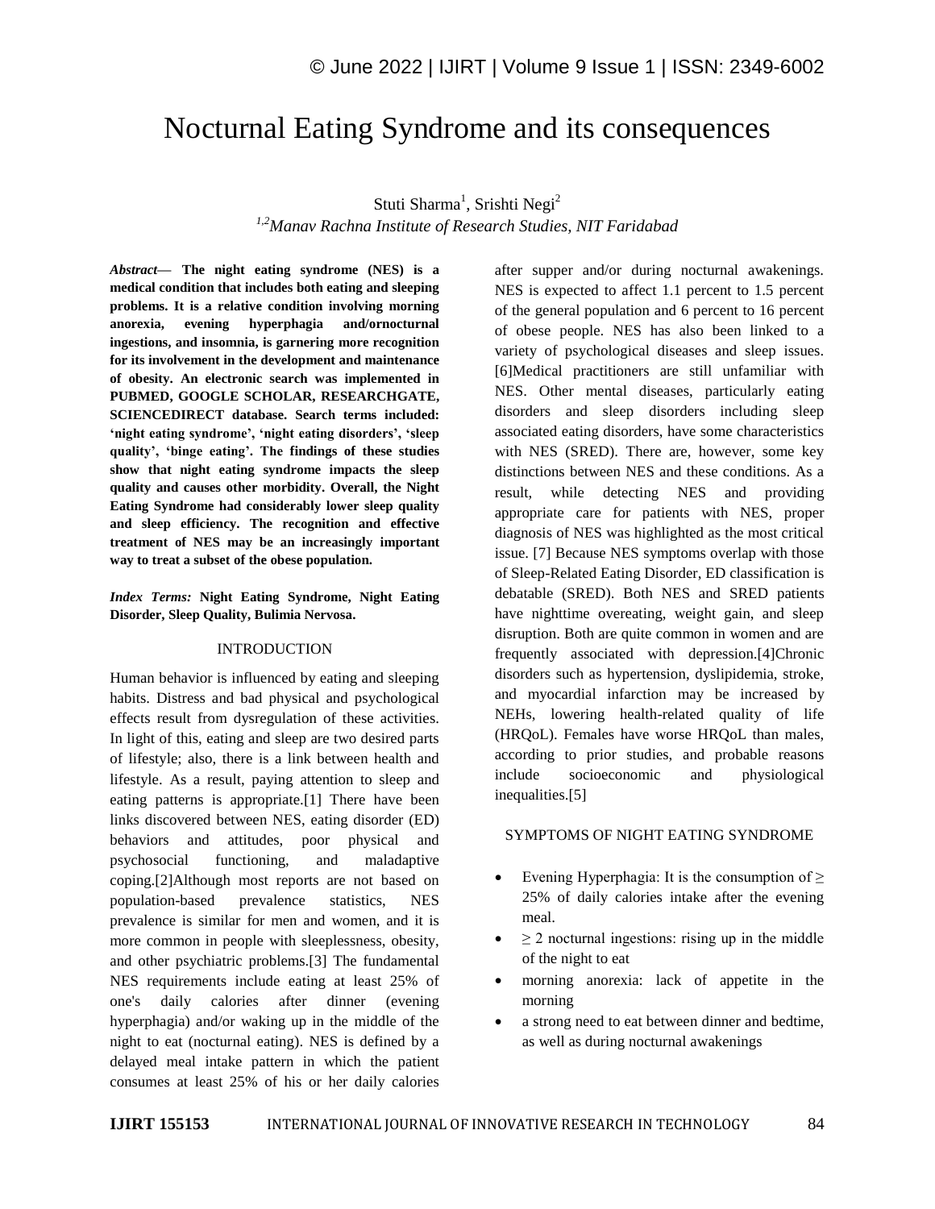# Nocturnal Eating Syndrome and its consequences

Stuti Sharma[1], Srishti Negi[2]

[1,2]*Manav Rachna Institute of Research Studies, NIT Faridabad*

***Abstract*— The night eating syndrome (NES) is a medical condition that includes both eating and sleeping problems. It is a relative condition involving morning anorexia, evening hyperphagia and/ornocturnal ingestions, and insomnia, is garnering more recognition for its involvement in the development and maintenance of obesity. An electronic search was implemented in PUBMED, GOOGLE SCHOLAR, RESEARCHGATE, SCIENCEDIRECT database. Search terms included: 'night eating syndrome', 'night eating disorders', 'sleep quality', 'binge eating'. The findings of these studies show that night eating syndrome impacts the sleep quality and causes other morbidity. Overall, the Night Eating Syndrome had considerably lower sleep quality and sleep efficiency. The recognition and effective treatment of NES may be an increasingly important way to treat a subset of the obese population.**

***Index Terms:* Night Eating Syndrome, Night Eating Disorder, Sleep Quality, Bulimia Nervosa.**

## INTRODUCTION

Human behavior is influenced by eating and sleeping habits. Distress and bad physical and psychological effects result from dysregulation of these activities. In light of this, eating and sleep are two desired parts of lifestyle; also, there is a link between health and lifestyle. As a result, paying attention to sleep and eating patterns is appropriate.[1] There have been links discovered between NES, eating disorder (ED) behaviors and attitudes, poor physical and psychosocial functioning, and maladaptive coping.[2]Although most reports are not based on population-based prevalence statistics, NES prevalence is similar for men and women, and it is more common in people with sleeplessness, obesity, and other psychiatric problems.[3] The fundamental NES requirements include eating at least 25% of one's daily calories after dinner (evening hyperphagia) and/or waking up in the middle of the night to eat (nocturnal eating). NES is defined by a delayed meal intake pattern in which the patient consumes at least 25% of his or her daily calories after supper and/or during nocturnal awakenings. NES is expected to affect 1.1 percent to 1.5 percent of the general population and 6 percent to 16 percent of obese people. NES has also been linked to a variety of psychological diseases and sleep issues. [6]Medical practitioners are still unfamiliar with NES. Other mental diseases, particularly eating disorders and sleep disorders including sleep associated eating disorders, have some characteristics with NES (SRED). There are, however, some key distinctions between NES and these conditions. As a result, while detecting NES and providing appropriate care for patients with NES, proper diagnosis of NES was highlighted as the most critical issue. [7] Because NES symptoms overlap with those of Sleep-Related Eating Disorder, ED classification is debatable (SRED). Both NES and SRED patients have nighttime overeating, weight gain, and sleep disruption. Both are quite common in women and are frequently associated with depression.[4]Chronic disorders such as hypertension, dyslipidemia, stroke, and myocardial infarction may be increased by NEHs, lowering health-related quality of life (HRQoL). Females have worse HRQoL than males, according to prior studies, and probable reasons include socioeconomic and physiological inequalities.[5]

## SYMPTOMS OF NIGHT EATING SYNDROME

- Evening Hyperphagia: It is the consumption of ≥ 25% of daily calories intake after the evening meal.
- ≥ 2 nocturnal ingestions: rising up in the middle of the night to eat
- morning anorexia: lack of appetite in the morning
- a strong need to eat between dinner and bedtime, as well as during nocturnal awakenings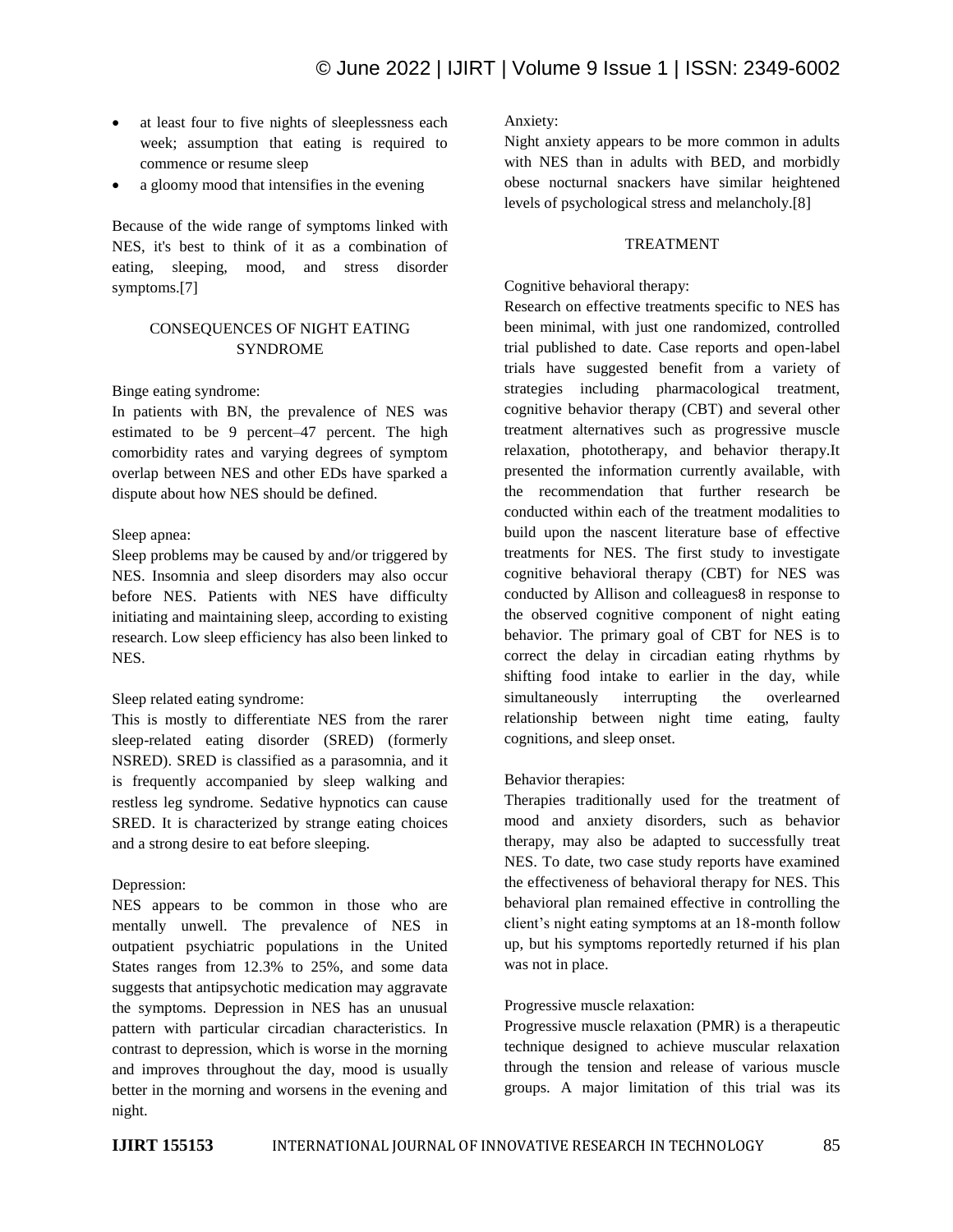- at least four to five nights of sleeplessness each week; assumption that eating is required to commence or resume sleep
- a gloomy mood that intensifies in the evening

Because of the wide range of symptoms linked with NES, it's best to think of it as a combination of eating, sleeping, mood, and stress disorder symptoms.[7]

## CONSEQUENCES OF NIGHT EATING SYNDROME

Binge eating syndrome:

In patients with BN, the prevalence of NES was estimated to be 9 percent–47 percent. The high comorbidity rates and varying degrees of symptom overlap between NES and other EDs have sparked a dispute about how NES should be defined.

Sleep apnea:

Sleep problems may be caused by and/or triggered by NES. Insomnia and sleep disorders may also occur before NES. Patients with NES have difficulty initiating and maintaining sleep, according to existing research. Low sleep efficiency has also been linked to NES.

Sleep related eating syndrome:

This is mostly to differentiate NES from the rarer sleep-related eating disorder (SRED) (formerly NSRED). SRED is classified as a parasomnia, and it is frequently accompanied by sleep walking and restless leg syndrome. Sedative hypnotics can cause SRED. It is characterized by strange eating choices and a strong desire to eat before sleeping.

Depression:

NES appears to be common in those who are mentally unwell. The prevalence of NES in outpatient psychiatric populations in the United States ranges from 12.3% to 25%, and some data suggests that antipsychotic medication may aggravate the symptoms. Depression in NES has an unusual pattern with particular circadian characteristics. In contrast to depression, which is worse in the morning and improves throughout the day, mood is usually better in the morning and worsens in the evening and night.

Anxiety:

Night anxiety appears to be more common in adults with NES than in adults with BED, and morbidly obese nocturnal snackers have similar heightened levels of psychological stress and melancholy.[8]

## TREATMENT

Cognitive behavioral therapy:

Research on effective treatments specific to NES has been minimal, with just one randomized, controlled trial published to date. Case reports and open-label trials have suggested benefit from a variety of strategies including pharmacological treatment, cognitive behavior therapy (CBT) and several other treatment alternatives such as progressive muscle relaxation, phototherapy, and behavior therapy.It presented the information currently available, with the recommendation that further research be conducted within each of the treatment modalities to build upon the nascent literature base of effective treatments for NES. The first study to investigate cognitive behavioral therapy (CBT) for NES was conducted by Allison and colleagues8 in response to the observed cognitive component of night eating behavior. The primary goal of CBT for NES is to correct the delay in circadian eating rhythms by shifting food intake to earlier in the day, while simultaneously interrupting the overlearned relationship between night time eating, faulty cognitions, and sleep onset.

Behavior therapies:

Therapies traditionally used for the treatment of mood and anxiety disorders, such as behavior therapy, may also be adapted to successfully treat NES. To date, two case study reports have examined the effectiveness of behavioral therapy for NES. This behavioral plan remained effective in controlling the client's night eating symptoms at an 18-month follow up, but his symptoms reportedly returned if his plan was not in place.

Progressive muscle relaxation:

Progressive muscle relaxation (PMR) is a therapeutic technique designed to achieve muscular relaxation through the tension and release of various muscle groups. A major limitation of this trial was its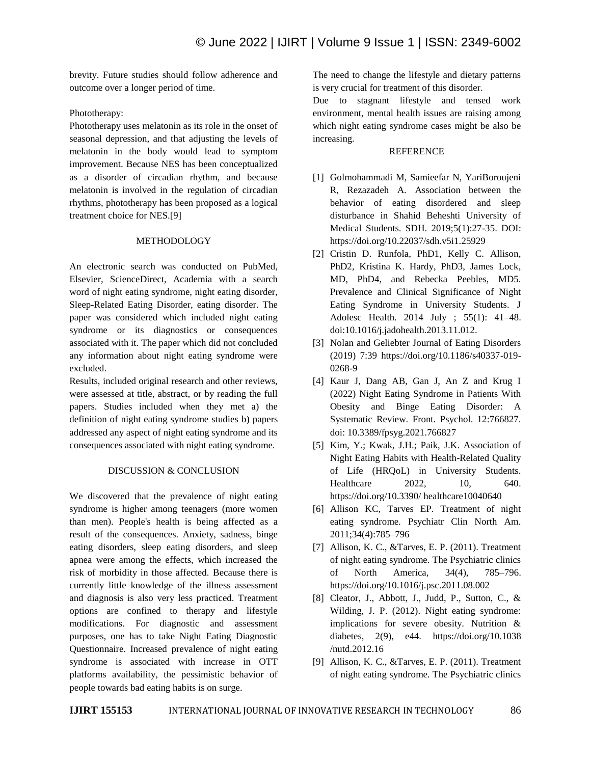brevity. Future studies should follow adherence and outcome over a longer period of time.

Phototherapy:

Phototherapy uses melatonin as its role in the onset of seasonal depression, and that adjusting the levels of melatonin in the body would lead to symptom improvement. Because NES has been conceptualized as a disorder of circadian rhythm, and because melatonin is involved in the regulation of circadian rhythms, phototherapy has been proposed as a logical treatment choice for NES.[9]

## METHODOLOGY

An electronic search was conducted on PubMed, Elsevier, ScienceDirect, Academia with a search word of night eating syndrome, night eating disorder, Sleep-Related Eating Disorder, eating disorder. The paper was considered which included night eating syndrome or its diagnostics or consequences associated with it. The paper which did not concluded any information about night eating syndrome were excluded.

Results, included original research and other reviews, were assessed at title, abstract, or by reading the full papers. Studies included when they met a) the definition of night eating syndrome studies b) papers addressed any aspect of night eating syndrome and its consequences associated with night eating syndrome.

## DISCUSSION & CONCLUSION

We discovered that the prevalence of night eating syndrome is higher among teenagers (more women than men). People's health is being affected as a result of the consequences. Anxiety, sadness, binge eating disorders, sleep eating disorders, and sleep apnea were among the effects, which increased the risk of morbidity in those affected. Because there is currently little knowledge of the illness assessment and diagnosis is also very less practiced. Treatment options are confined to therapy and lifestyle modifications. For diagnostic and assessment purposes, one has to take Night Eating Diagnostic Questionnaire. Increased prevalence of night eating syndrome is associated with increase in OTT platforms availability, the pessimistic behavior of people towards bad eating habits is on surge.

The need to change the lifestyle and dietary patterns is very crucial for treatment of this disorder.

Due to stagnant lifestyle and tensed work environment, mental health issues are raising among which night eating syndrome cases might be also be increasing.

## REFERENCE

[1] Golmohammadi M, Samieefar N, YariBoroujeni R, Rezazadeh A. Association between the behavior of eating disordered and sleep disturbance in Shahid Beheshti University of Medical Students. SDH. 2019;5(1):27-35. DOI: https://doi.org/10.22037/sdh.v5i1.25929

[2] Cristin D. Runfola, PhD1, Kelly C. Allison, PhD2, Kristina K. Hardy, PhD3, James Lock, MD, PhD4, and Rebecka Peebles, MD5. Prevalence and Clinical Significance of Night Eating Syndrome in University Students. J Adolesc Health. 2014 July ; 55(1): 41–48. doi:10.1016/j.jadohealth.2013.11.012.

[3] Nolan and Geliebter Journal of Eating Disorders (2019) 7:39 https://doi.org/10.1186/s40337-019-0268-9

[4] Kaur J, Dang AB, Gan J, An Z and Krug I (2022) Night Eating Syndrome in Patients With Obesity and Binge Eating Disorder: A Systematic Review. Front. Psychol. 12:766827. doi: 10.3389/fpsyg.2021.766827

[5] Kim, Y.; Kwak, J.H.; Paik, J.K. Association of Night Eating Habits with Health-Related Quality of Life (HRQoL) in University Students. Healthcare 2022, 10, 640. https://doi.org/10.3390/ healthcare10040640

[6] Allison KC, Tarves EP. Treatment of night eating syndrome. Psychiatr Clin North Am. 2011;34(4):785–796

[7] Allison, K. C., &Tarves, E. P. (2011). Treatment of night eating syndrome. The Psychiatric clinics of North America, 34(4), 785–796. https://doi.org/10.1016/j.psc.2011.08.002

[8] Cleator, J., Abbott, J., Judd, P., Sutton, C., & Wilding, J. P. (2012). Night eating syndrome: implications for severe obesity. Nutrition & diabetes, 2(9), e44. https://doi.org/10.1038 /nutd.2012.16

[9] Allison, K. C., &Tarves, E. P. (2011). Treatment of night eating syndrome. The Psychiatric clinics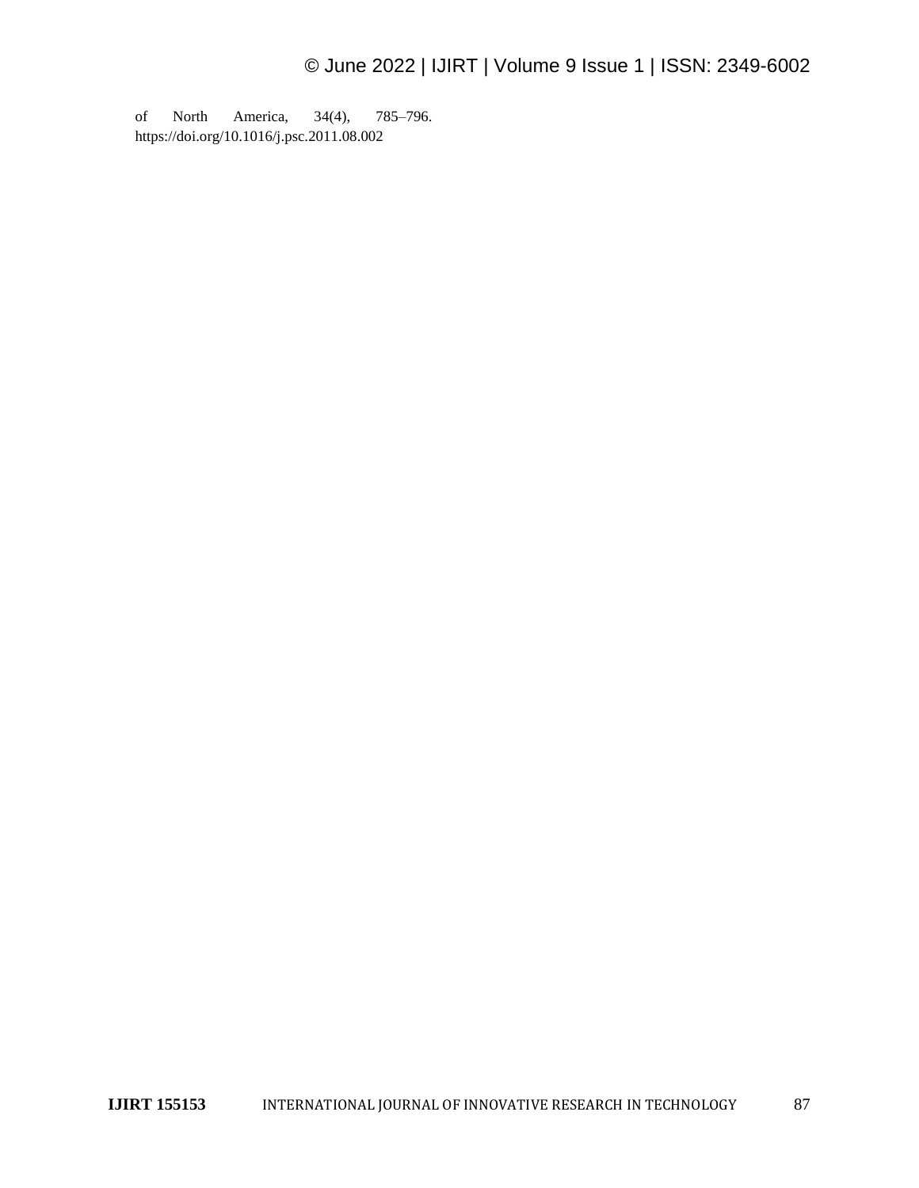of North America, 34(4), 785–796. https://doi.org/10.1016/j.psc.2011.08.002